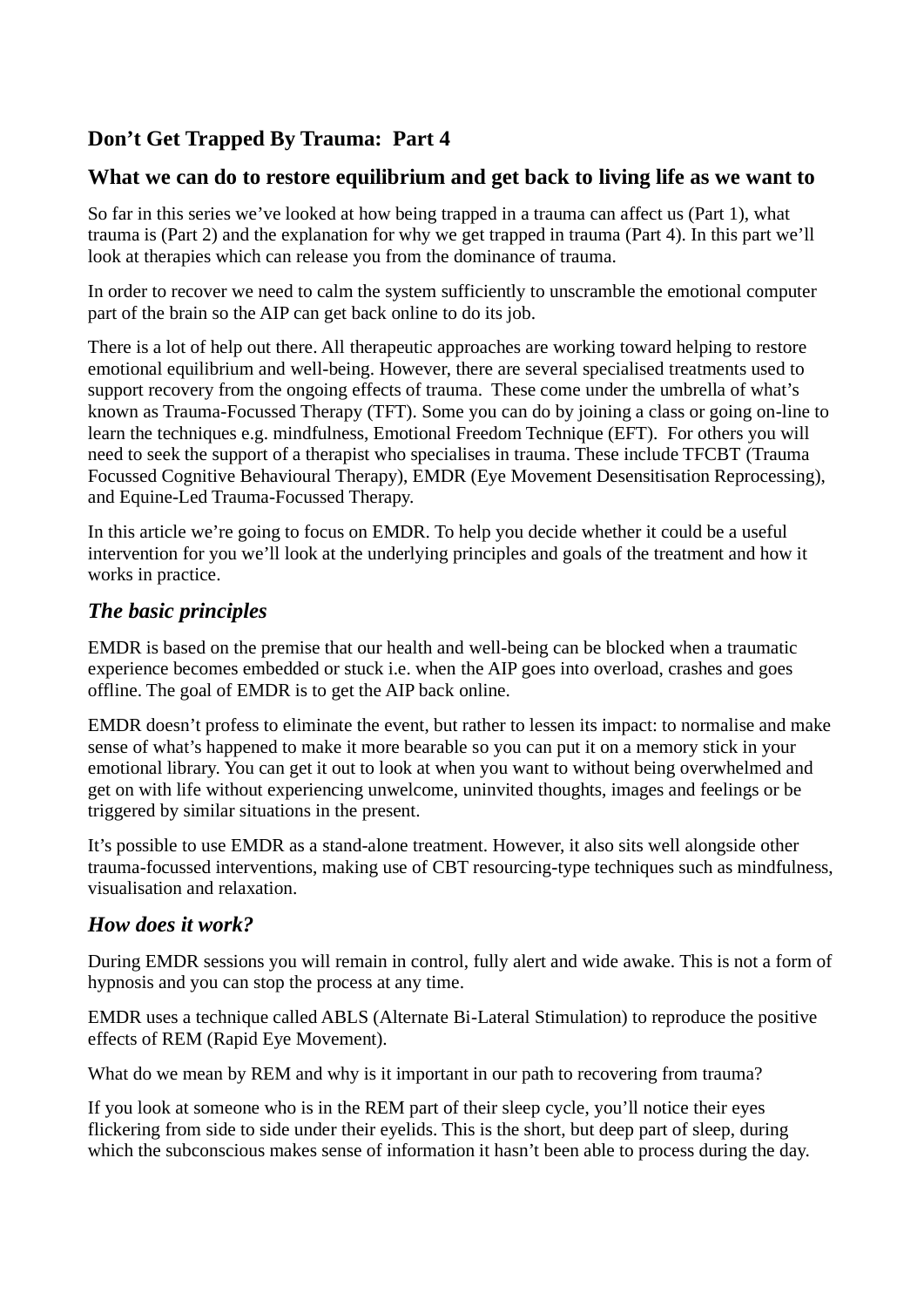# Don't Get Trapped By Trauma: Part 4

## What we can do to restore equilibrium and get back to living life as we want to

So far in this series we've looked at how being trapped in a trauma can affect us (Part 1), what trauma is (Part 2) and the explanation for why we get trapped in trauma (Part 4). In this part we'll look at therapies which can release you from the dominance of trauma.

In order to recover we need to calm the system sufficiently to unscramble the emotional computer part of the brain so the AIP can get back online to do its job.

There is a lot of help out there. All therapeutic approaches are working toward helping to restore emotional equilibrium and well-being. However, there are several specialised treatments used to support recovery from the ongoing effects of trauma. These come under the umbrella of what's known as Trauma-Focussed Therapy (TFT). Some you can do by joining a class or going on-line to learn the techniques e.g. mindfulness, Emotional Freedom Technique (EFT). For others you will need to seek the support of a therapist who specialises in trauma. These include TFCBT (Trauma Focussed Cognitive Behavioural Therapy), EMDR (Eye Movement Desensitisation Reprocessing), and Equine-Led Trauma-Focussed Therapy.

In this article we're going to focus on EMDR. To help you decide whether it could be a useful intervention for you we'll look at the underlying principles and goals of the treatment and how it works in practice.

### *The basic principles*

EMDR is based on the premise that our health and well-being can be blocked when a traumatic experience becomes embedded or stuck i.e. when the AIP goes into overload, crashes and goes offline. The goal of EMDR is to get the AIP back online.

EMDR doesn't profess to eliminate the event, but rather to lessen its impact: to normalise and make sense of what's happened to make it more bearable so you can put it on a memory stick in your emotional library. You can get it out to look at when you want to without being overwhelmed and get on with life without experiencing unwelcome, uninvited thoughts, images and feelings or be triggered by similar situations in the present.

It's possible to use EMDR as a stand-alone treatment. However, it also sits well alongside other trauma-focussed interventions, making use of CBT resourcing-type techniques such as mindfulness, visualisation and relaxation.

### *How does it work?*

During EMDR sessions you will remain in control, fully alert and wide awake. This is not a form of hypnosis and you can stop the process at any time.

EMDR uses a technique called ABLS (Alternate Bi-Lateral Stimulation) to reproduce the positive effects of REM (Rapid Eye Movement).

What do we mean by REM and why is it important in our path to recovering from trauma?

If you look at someone who is in the REM part of their sleep cycle, you'll notice their eyes flickering from side to side under their eyelids. This is the short, but deep part of sleep, during which the subconscious makes sense of information it hasn't been able to process during the day.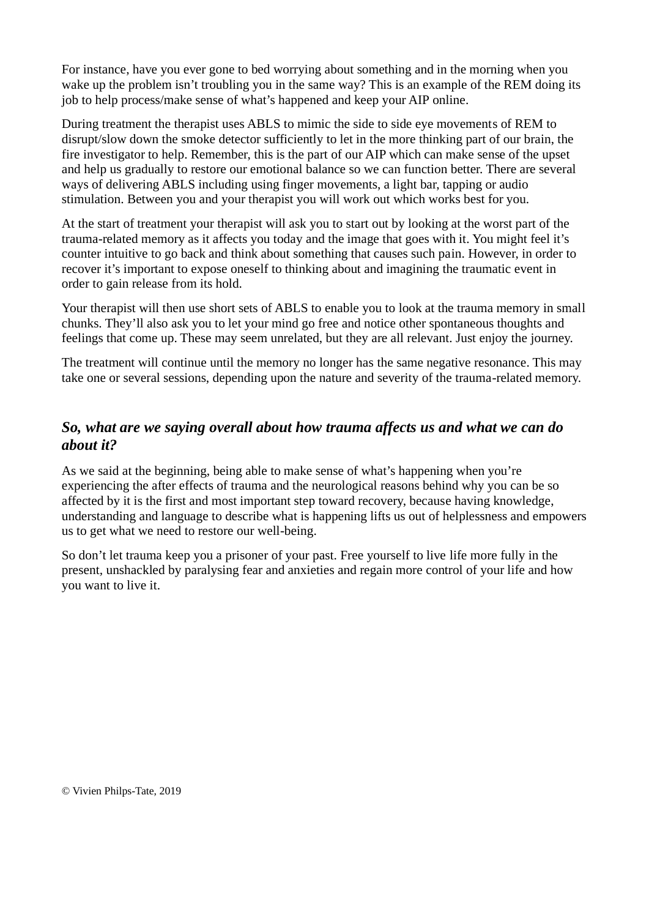For instance, have you ever gone to bed worrying about something and in the morning when you wake up the problem isn't troubling you in the same way? This is an example of the REM doing its job to help process/make sense of what's happened and keep your AIP online.

During treatment the therapist uses ABLS to mimic the side to side eye movements of REM to disrupt/slow down the smoke detector sufficiently to let in the more thinking part of our brain, the fire investigator to help. Remember, this is the part of our AIP which can make sense of the upset and help us gradually to restore our emotional balance so we can function better. There are several ways of delivering ABLS including using finger movements, a light bar, tapping or audio stimulation. Between you and your therapist you will work out which works best for you.

At the start of treatment your therapist will ask you to start out by looking at the worst part of the trauma-related memory as it affects you today and the image that goes with it. You might feel it's counter intuitive to go back and think about something that causes such pain. However, in order to recover it's important to expose oneself to thinking about and imagining the traumatic event in order to gain release from its hold.

Your therapist will then use short sets of ABLS to enable you to look at the trauma memory in small chunks. They'll also ask you to let your mind go free and notice other spontaneous thoughts and feelings that come up. These may seem unrelated, but they are all relevant. Just enjoy the journey.

The treatment will continue until the memory no longer has the same negative resonance. This may take one or several sessions, depending upon the nature and severity of the trauma-related memory.

### *So, what are we saying overall about how trauma affects us and what we can do about it?*

As we said at the beginning, being able to make sense of what's happening when you're experiencing the after effects of trauma and the neurological reasons behind why you can be so affected by it is the first and most important step toward recovery, because having knowledge, understanding and language to describe what is happening lifts us out of helplessness and empowers us to get what we need to restore our well-being.

So don't let trauma keep you a prisoner of your past. Free yourself to live life more fully in the present, unshackled by paralysing fear and anxieties and regain more control of your life and how you want to live it.

© Vivien Philps-Tate, 2019